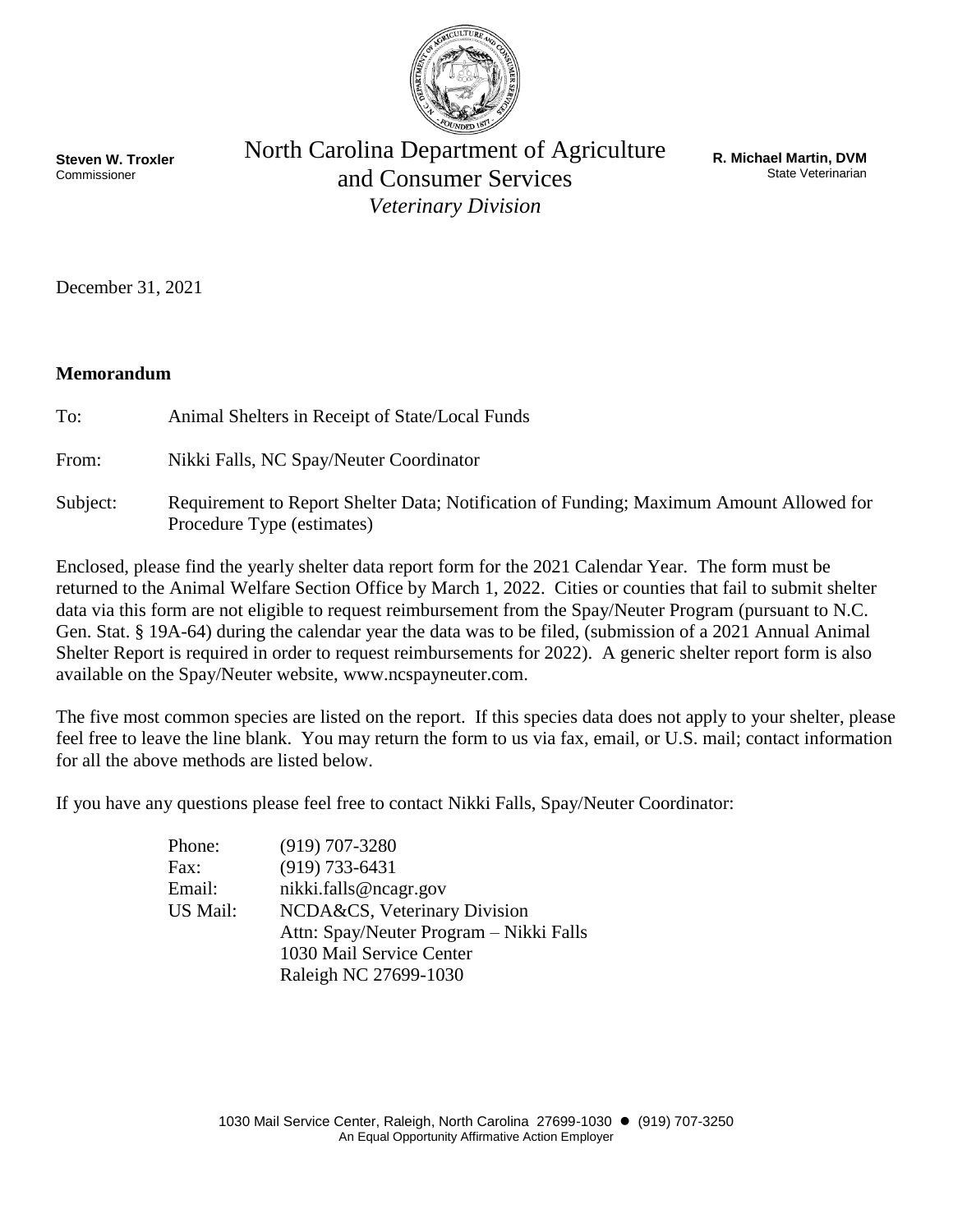**Steven W. Troxler**
Commissioner

# North Carolina Department of Agriculture and Consumer Services
*Veterinary Division*

**R. Michael Martin, DVM**
State Veterinarian

December 31, 2021

**Memorandum**

To: Animal Shelters in Receipt of State/Local Funds

From: Nikki Falls, NC Spay/Neuter Coordinator

Subject: Requirement to Report Shelter Data; Notification of Funding; Maximum Amount Allowed for Procedure Type (estimates)

Enclosed, please find the yearly shelter data report form for the 2021 Calendar Year. The form must be returned to the Animal Welfare Section Office by March 1, 2022. Cities or counties that fail to submit shelter data via this form are not eligible to request reimbursement from the Spay/Neuter Program (pursuant to N.C. Gen. Stat. § 19A-64) during the calendar year the data was to be filed, (submission of a 2021 Annual Animal Shelter Report is required in order to request reimbursements for 2022). A generic shelter report form is also available on the Spay/Neuter website, www.ncspayneuter.com.

The five most common species are listed on the report. If this species data does not apply to your shelter, please feel free to leave the line blank. You may return the form to us via fax, email, or U.S. mail; contact information for all the above methods are listed below.

If you have any questions please feel free to contact Nikki Falls, Spay/Neuter Coordinator:

Phone: (919) 707-3280
Fax: (919) 733-6431
Email: nikki.falls@ncagr.gov
US Mail: NCDA&CS, Veterinary Division
Attn: Spay/Neuter Program – Nikki Falls
1030 Mail Service Center
Raleigh NC 27699-1030

1030 Mail Service Center, Raleigh, North Carolina 27699-1030 ● (919) 707-3250
An Equal Opportunity Affirmative Action Employer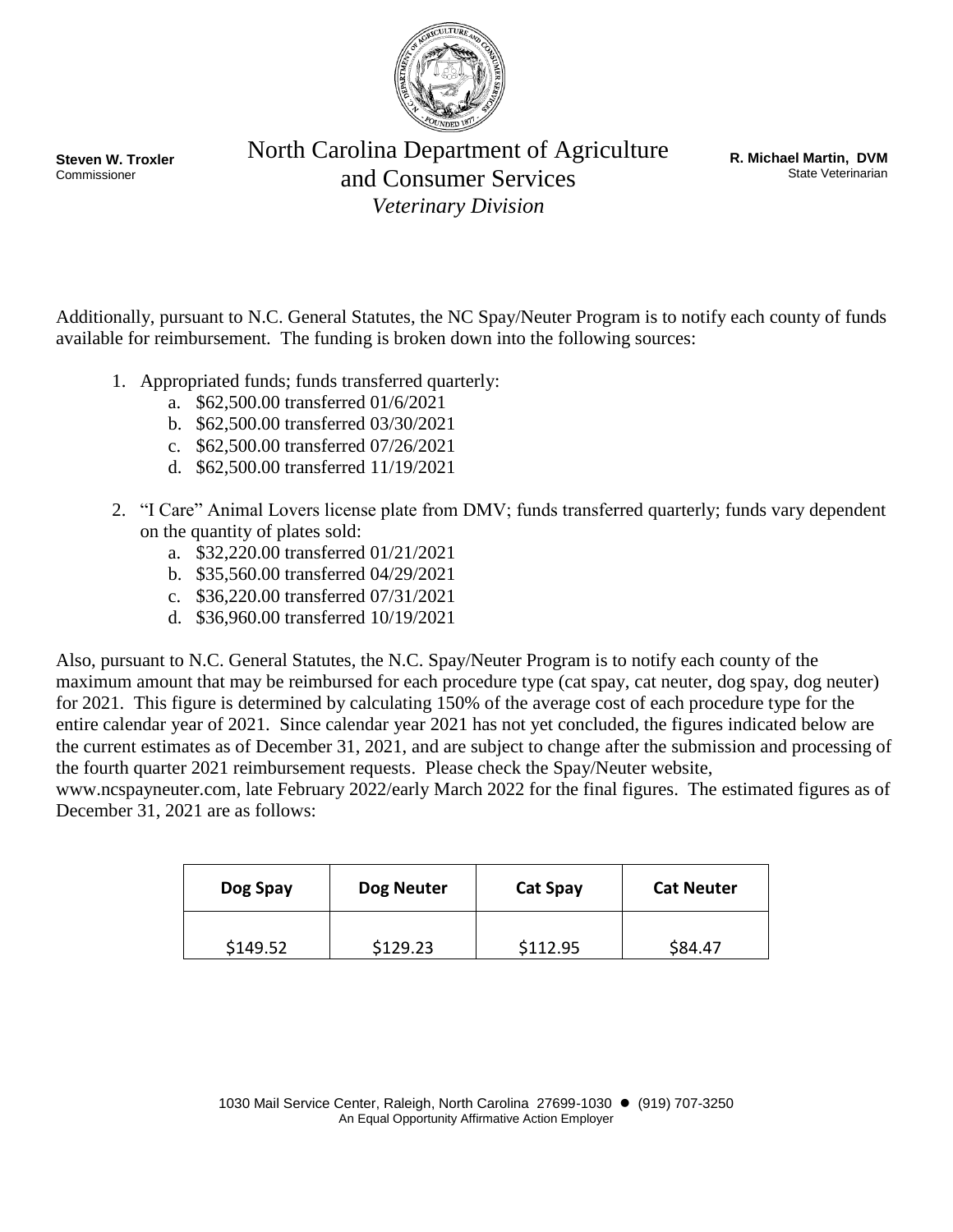Steven W. Troxler
Commissioner

# North Carolina Department of Agriculture and Consumer Services

*Veterinary Division*

R. Michael Martin, DVM
State Veterinarian

Additionally, pursuant to N.C. General Statutes, the NC Spay/Neuter Program is to notify each county of funds available for reimbursement. The funding is broken down into the following sources:

1. Appropriated funds; funds transferred quarterly:
   a. $62,500.00 transferred 01/6/2021
   b. $62,500.00 transferred 03/30/2021
   c. $62,500.00 transferred 07/26/2021
   d. $62,500.00 transferred 11/19/2021

2. "I Care" Animal Lovers license plate from DMV; funds transferred quarterly; funds vary dependent on the quantity of plates sold:
   a. $32,220.00 transferred 01/21/2021
   b. $35,560.00 transferred 04/29/2021
   c. $36,220.00 transferred 07/31/2021
   d. $36,960.00 transferred 10/19/2021

Also, pursuant to N.C. General Statutes, the N.C. Spay/Neuter Program is to notify each county of the maximum amount that may be reimbursed for each procedure type (cat spay, cat neuter, dog spay, dog neuter) for 2021. This figure is determined by calculating 150% of the average cost of each procedure type for the entire calendar year of 2021. Since calendar year 2021 has not yet concluded, the figures indicated below are the current estimates as of December 31, 2021, and are subject to change after the submission and processing of the fourth quarter 2021 reimbursement requests. Please check the Spay/Neuter website, www.ncspayneuter.com, late February 2022/early March 2022 for the final figures. The estimated figures as of December 31, 2021 are as follows:

| Dog Spay | Dog Neuter | Cat Spay | Cat Neuter |
|---|---|---|---|
| $149.52 | $129.23 | $112.95 | $84.47 |

1030 Mail Service Center, Raleigh, North Carolina 27699-1030 ● (919) 707-3250
An Equal Opportunity Affirmative Action Employer